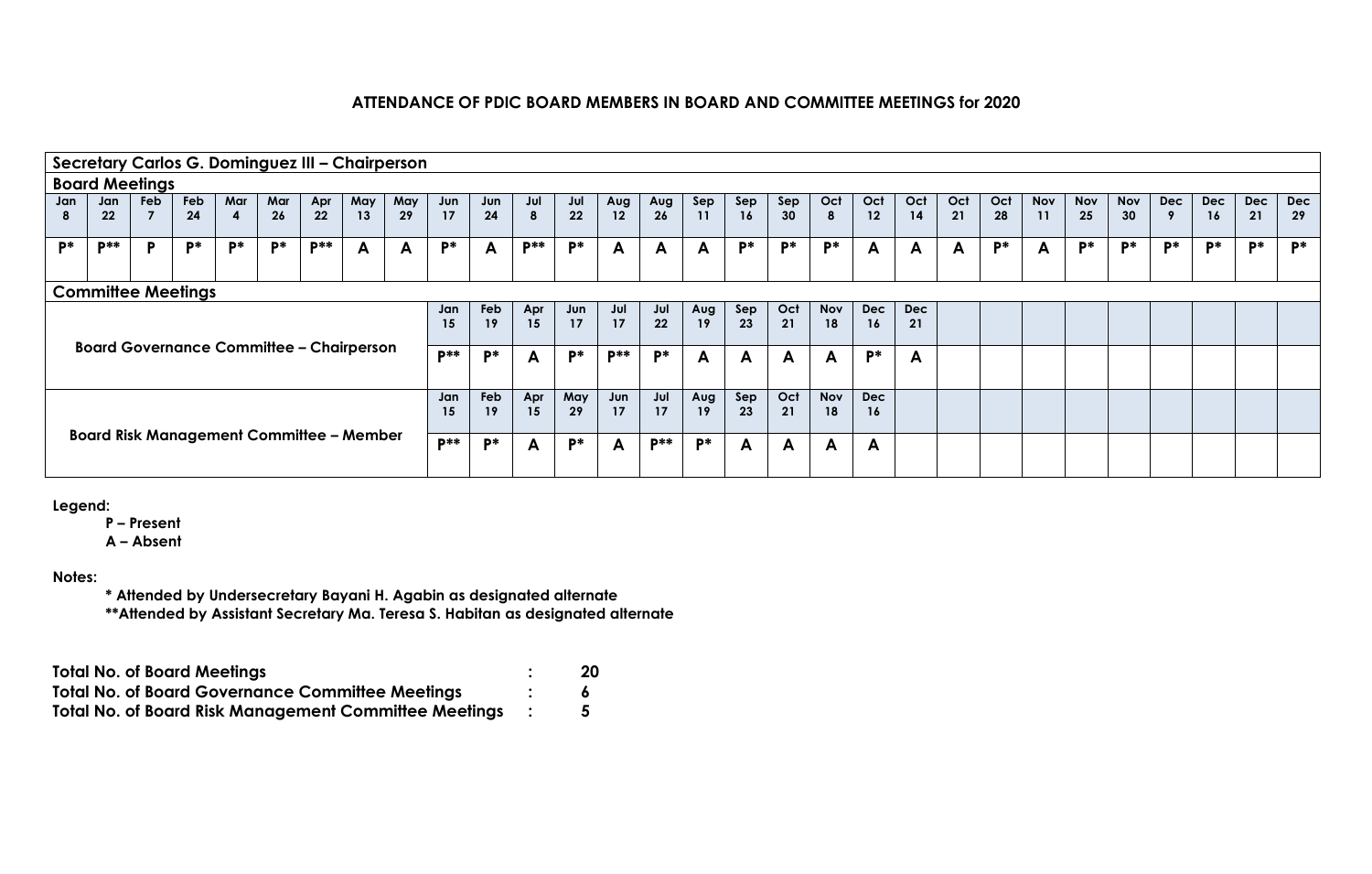## ATTENDANCE OF PDIC BOARD MEMBERS IN BOARD AND COMMITTEE MEETINGS for 2020

### Secretary Carlos G. Dominguez III – Chairperson

**Board Meetings**

| Jan 8 | Jan 22 | Feb 7 | Feb 24 | Mar 4 | Mar 26 | Apr 22 | May 13 | May 29 | Jun 17 | Jun 24 | Jul 8 | Jul 22 | Aug 12 | Aug 26 | Sep 11 | Sep 16 | Sep 30 | Oct 8 | Oct 12 | Oct 14 | Oct 21 | Oct 28 | Nov 11 | Nov 25 | Nov 30 | Dec 9 | Dec 16 | Dec 21 | Dec 29 |
|---|---|---|---|---|---|---|---|---|---|---|---|---|---|---|---|---|---|---|---|---|---|---|---|---|---|---|---|---|---|
| P* | P** | P | P* | P* | P* | P** | A | A | P* | A | P** | P* | A | A | A | P* | P* | P* | A | A | A | P* | A | P* | P* | P* | P* | P* | P* |

**Committee Meetings**

**Board Governance Committee – Chairperson**

| Jan 15 | Feb 19 | Apr 15 | Jun 17 | Jul 17 | Jul 22 | Aug 19 | Sep 23 | Oct 21 | Nov 18 | Dec 16 | Dec 21 |
|---|---|---|---|---|---|---|---|---|---|---|---|
| P** | P* | A | P* | P** | P* | A | A | A | A | P* | A |

**Board Risk Management Committee – Member**

| Jan 15 | Feb 19 | Apr 15 | May 29 | Jun 17 | Jul 17 | Aug 19 | Sep 23 | Oct 21 | Nov 18 | Dec 16 |
|---|---|---|---|---|---|---|---|---|---|---|
| P** | P* | A | P* | A | P** | P* | A | A | A | A |

**Legend:**

**P – Present**
**A – Absent**

**Notes:**

**\* Attended by Undersecretary Bayani H. Agabin as designated alternate**
**\*\*Attended by Assistant Secretary Ma. Teresa S. Habitan as designated alternate**

| | | |
|---|---|---|
| **Total No. of Board Meetings** | **:** | **20** |
| **Total No. of Board Governance Committee Meetings** | **:** | **6** |
| **Total No. of Board Risk Management Committee Meetings** | **:** | **5** |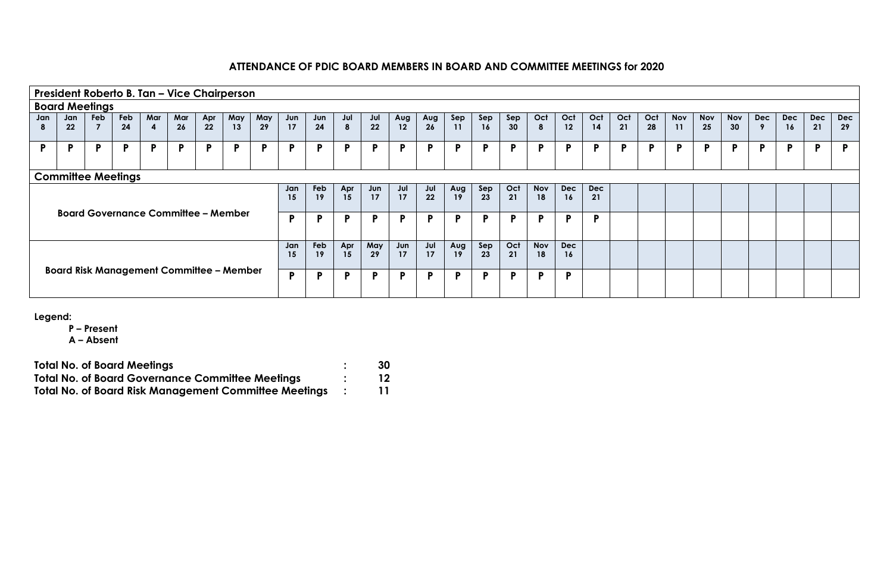## ATTENDANCE OF PDIC BOARD MEMBERS IN BOARD AND COMMITTEE MEETINGS for 2020

**President Roberto B. Tan – Vice Chairperson**

**Board Meetings**

| Jan 8 | Jan 22 | Feb 7 | Feb 24 | Mar 4 | Mar 26 | Apr 22 | May 13 | May 29 | Jun 17 | Jun 24 | Jul 8 | Jul 22 | Aug 12 | Aug 26 | Sep 11 | Sep 16 | Sep 30 | Oct 8 | Oct 12 | Oct 14 | Oct 21 | Oct 28 | Nov 11 | Nov 25 | Nov 30 | Dec 9 | Dec 16 | Dec 21 | Dec 29 |
|---|---|---|---|---|---|---|---|---|---|---|---|---|---|---|---|---|---|---|---|---|---|---|---|---|---|---|---|---|---|
| P | P | P | P | P | P | P | P | P | P | P | P | P | P | P | P | P | P | P | P | P | P | P | P | P | P | P | P | P | P |

**Committee Meetings**

| Committee | | | | | | | | | | | | |
|---|---|---|---|---|---|---|---|---|---|---|---|---|
| **Board Governance Committee – Member** | Jan 15 | Feb 19 | Apr 15 | Jun 17 | Jul 17 | Jul 22 | Aug 19 | Sep 23 | Oct 21 | Nov 18 | Dec 16 | Dec 21 |
| | P | P | P | P | P | P | P | P | P | P | P | P |
| **Board Risk Management Committee – Member** | Jan 15 | Feb 19 | Apr 15 | May 29 | Jun 17 | Jul 17 | Aug 19 | Sep 23 | Oct 21 | Nov 18 | Dec 16 | |
| | P | P | P | P | P | P | P | P | P | P | P | |

**Legend:**

**P – Present**
**A – Absent**

| | | |
|---|---|---|
| **Total No. of Board Meetings** | **:** | **30** |
| **Total No. of Board Governance Committee Meetings** | **:** | **12** |
| **Total No. of Board Risk Management Committee Meetings** | **:** | **11** |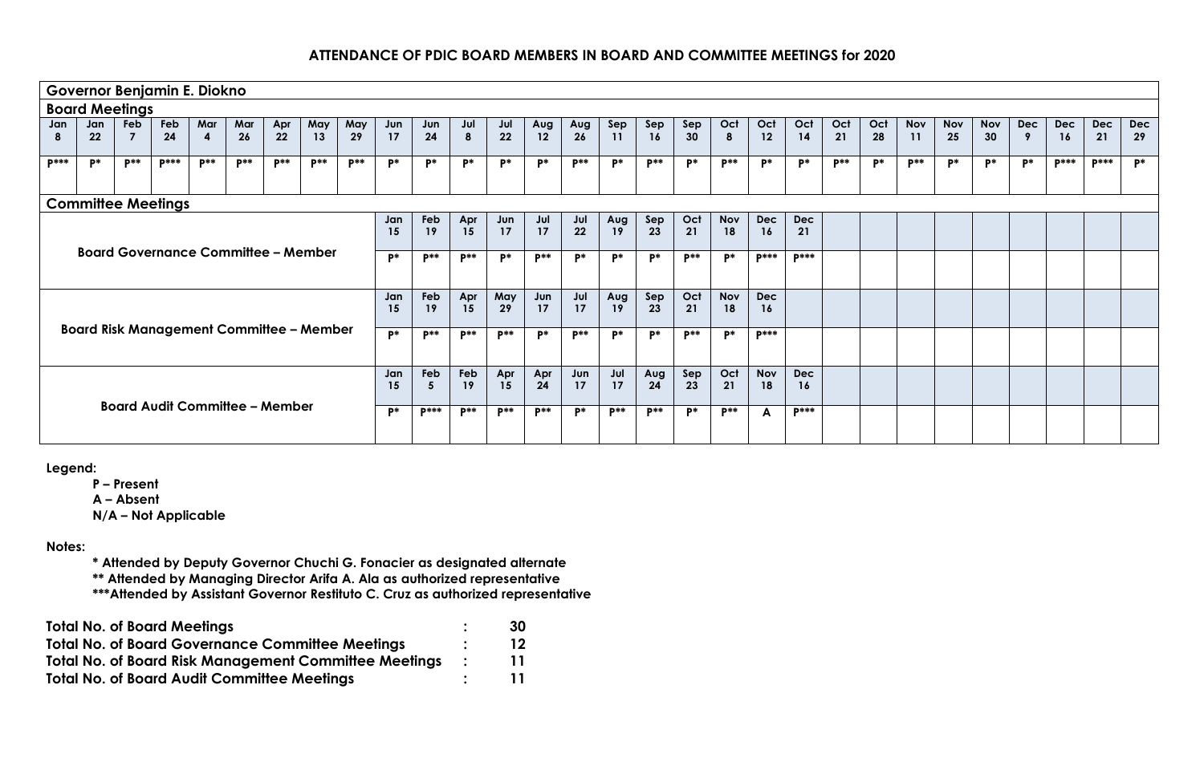## ATTENDANCE OF PDIC BOARD MEMBERS IN BOARD AND COMMITTEE MEETINGS for 2020

**Governor Benjamin E. Diokno**

**Board Meetings**

| Jan 8 | Jan 22 | Feb 7 | Feb 24 | Mar 4 | Mar 26 | Apr 22 | May 13 | May 29 | Jun 17 | Jun 24 | Jul 8 | Jul 22 | Aug 12 | Aug 26 | Sep 11 | Sep 16 | Sep 30 | Oct 8 | Oct 12 | Oct 14 | Oct 21 | Oct 28 | Nov 11 | Nov 25 | Nov 30 | Dec 9 | Dec 16 | Dec 21 | Dec 29 |
|---|---|---|---|---|---|---|---|---|---|---|---|---|---|---|---|---|---|---|---|---|---|---|---|---|---|---|---|---|---|
| P*** | P* | P** | P*** | P** | P** | P** | P** | P** | P* | P* | P* | P* | P* | P** | P* | P** | P* | P** | P* | P* | P** | P* | P** | P* | P* | P* | P*** | P*** | P* |

**Committee Meetings**

| Committee | | | | | | | | | | | | |
|---|---|---|---|---|---|---|---|---|---|---|---|---|
| Board Governance Committee – Member | Jan 15 | Feb 19 | Apr 15 | Jun 17 | Jul 17 | Jul 22 | Aug 19 | Sep 23 | Oct 21 | Nov 18 | Dec 16 | Dec 21 |
| | P* | P** | P** | P* | P** | P* | P* | P* | P** | P* | P*** | P*** |
| Board Risk Management Committee – Member | Jan 15 | Feb 19 | Apr 15 | May 29 | Jun 17 | Jul 17 | Aug 19 | Sep 23 | Oct 21 | Nov 18 | Dec 16 | |
| | P* | P** | P** | P** | P* | P** | P* | P* | P** | P* | P*** | |
| Board Audit Committee – Member | Jan 15 | Feb 5 | Feb 19 | Apr 15 | Apr 24 | Jun 17 | Jul 17 | Aug 24 | Sep 23 | Oct 21 | Nov 18 | Dec 16 |
| | P* | P*** | P** | P** | P** | P* | P** | P** | P* | P** | A | P*** |

**Legend:**

**P – Present**
**A – Absent**
**N/A – Not Applicable**

**Notes:**

**\* Attended by Deputy Governor Chuchi G. Fonacier as designated alternate**
**\*\* Attended by Managing Director Arifa A. Ala as authorized representative**
**\*\*\*Attended by Assistant Governor Restituto C. Cruz as authorized representative**

| | | |
|---|---|---|
| **Total No. of Board Meetings** | **:** | **30** |
| **Total No. of Board Governance Committee Meetings** | **:** | **12** |
| **Total No. of Board Risk Management Committee Meetings** | **:** | **11** |
| **Total No. of Board Audit Committee Meetings** | **:** | **11** |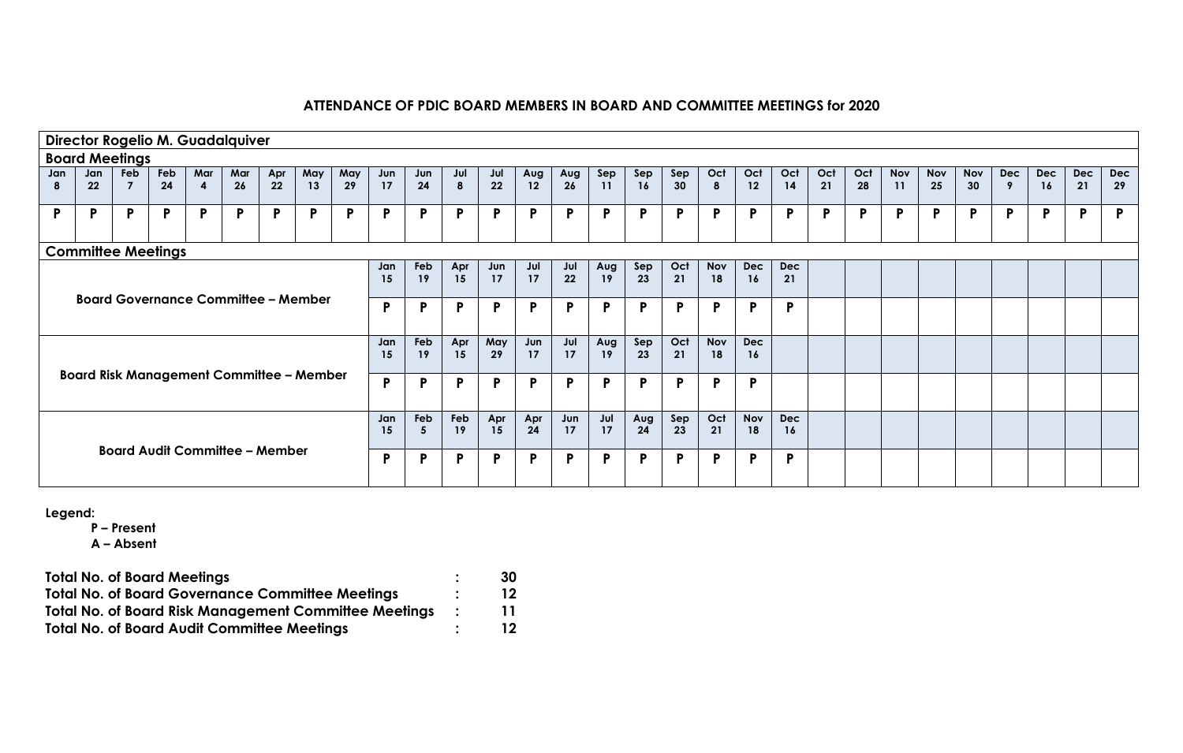## ATTENDANCE OF PDIC BOARD MEMBERS IN BOARD AND COMMITTEE MEETINGS for 2020

**Director Rogelio M. Guadalquiver**

**Board Meetings**

| Jan 8 | Jan 22 | Feb 7 | Feb 24 | Mar 4 | Mar 26 | Apr 22 | May 13 | May 29 | Jun 17 | Jun 24 | Jul 8 | Jul 22 | Aug 12 | Aug 26 | Sep 11 | Sep 16 | Sep 30 | Oct 8 | Oct 12 | Oct 14 | Oct 21 | Oct 28 | Nov 11 | Nov 25 | Nov 30 | Dec 9 | Dec 16 | Dec 21 | Dec 29 |
|---|---|---|---|---|---|---|---|---|---|---|---|---|---|---|---|---|---|---|---|---|---|---|---|---|---|---|---|---|---|
| P | P | P | P | P | P | P | P | P | P | P | P | P | P | P | P | P | P | P | P | P | P | P | P | P | P | P | P | P | P |

**Committee Meetings**

| Committee | | | | | | | | | | | | |
|---|---|---|---|---|---|---|---|---|---|---|---|---|
| Board Governance Committee – Member | Jan 15 | Feb 19 | Apr 15 | Jun 17 | Jul 17 | Jul 22 | Aug 19 | Sep 23 | Oct 21 | Nov 18 | Dec 16 | Dec 21 |
| | P | P | P | P | P | P | P | P | P | P | P | P |
| Board Risk Management Committee – Member | Jan 15 | Feb 19 | Apr 15 | May 29 | Jun 17 | Jul 17 | Aug 19 | Sep 23 | Oct 21 | Nov 18 | Dec 16 | |
| | P | P | P | P | P | P | P | P | P | P | P | |
| Board Audit Committee – Member | Jan 15 | Feb 5 | Feb 19 | Apr 15 | Apr 24 | Jun 17 | Jul 17 | Aug 24 | Sep 23 | Oct 21 | Nov 18 | Dec 16 |
| | P | P | P | P | P | P | P | P | P | P | P | P |

**Legend:**

**P – Present**
**A – Absent**

| | | |
|---|---|---|
| **Total No. of Board Meetings** | **:** | **30** |
| **Total No. of Board Governance Committee Meetings** | **:** | **12** |
| **Total No. of Board Risk Management Committee Meetings** | **:** | **11** |
| **Total No. of Board Audit Committee Meetings** | **:** | **12** |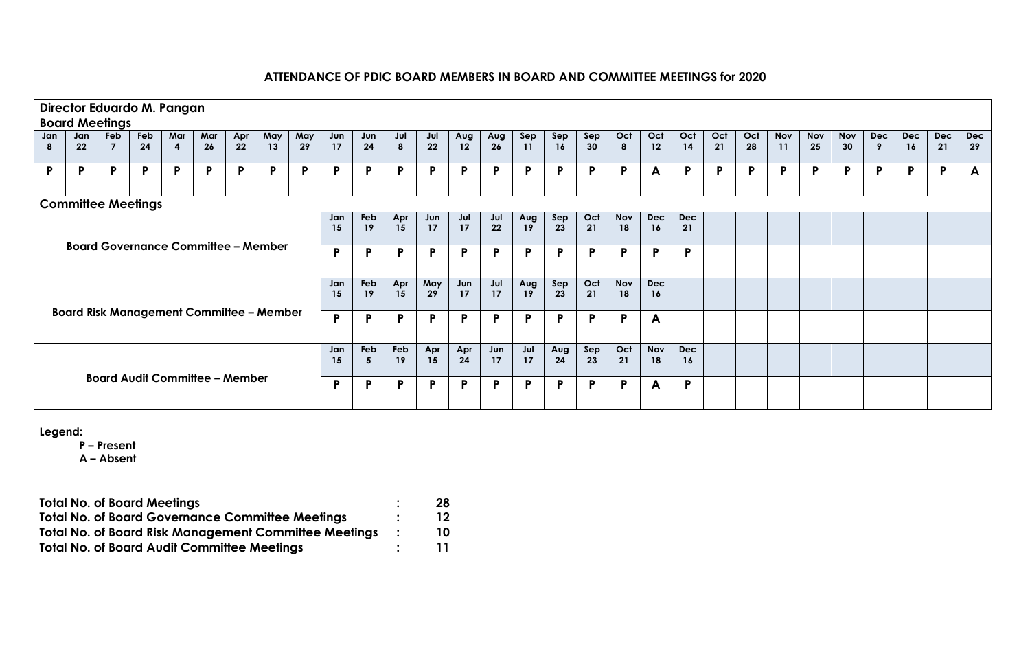## ATTENDANCE OF PDIC BOARD MEMBERS IN BOARD AND COMMITTEE MEETINGS for 2020

**Director Eduardo M. Pangan**

**Board Meetings**

| Jan 8 | Jan 22 | Feb 7 | Feb 24 | Mar 4 | Mar 26 | Apr 22 | May 13 | May 29 | Jun 17 | Jun 24 | Jul 8 | Jul 22 | Aug 12 | Aug 26 | Sep 11 | Sep 16 | Sep 30 | Oct 8 | Oct 12 | Oct 14 | Oct 21 | Oct 28 | Nov 11 | Nov 25 | Nov 30 | Dec 9 | Dec 16 | Dec 21 | Dec 29 |
|---|---|---|---|---|---|---|---|---|---|---|---|---|---|---|---|---|---|---|---|---|---|---|---|---|---|---|---|---|---|
| P | P | P | P | P | P | P | P | P | P | P | P | P | P | P | P | P | P | P | A | P | P | P | P | P | P | P | P | P | A |

**Committee Meetings**

**Board Governance Committee – Member**

| Jan 15 | Feb 19 | Apr 15 | Jun 17 | Jul 17 | Jul 22 | Aug 19 | Sep 23 | Oct 21 | Nov 18 | Dec 16 | Dec 21 |
|---|---|---|---|---|---|---|---|---|---|---|---|
| P | P | P | P | P | P | P | P | P | P | P | P |

**Board Risk Management Committee – Member**

| Jan 15 | Feb 19 | Apr 15 | May 29 | Jun 17 | Jul 17 | Aug 19 | Sep 23 | Oct 21 | Nov 18 | Dec 16 |
|---|---|---|---|---|---|---|---|---|---|---|
| P | P | P | P | P | P | P | P | P | P | A |

**Board Audit Committee – Member**

| Jan 15 | Feb 5 | Feb 19 | Apr 15 | Apr 24 | Jun 17 | Jul 17 | Aug 24 | Sep 23 | Oct 21 | Nov 18 | Dec 16 |
|---|---|---|---|---|---|---|---|---|---|---|---|
| P | P | P | P | P | P | P | P | P | P | A | P |

**Legend:**

**P – Present**
**A – Absent**

| | | |
|---|---|---|
| **Total No. of Board Meetings** | : | **28** |
| **Total No. of Board Governance Committee Meetings** | : | **12** |
| **Total No. of Board Risk Management Committee Meetings** | : | **10** |
| **Total No. of Board Audit Committee Meetings** | : | **11** |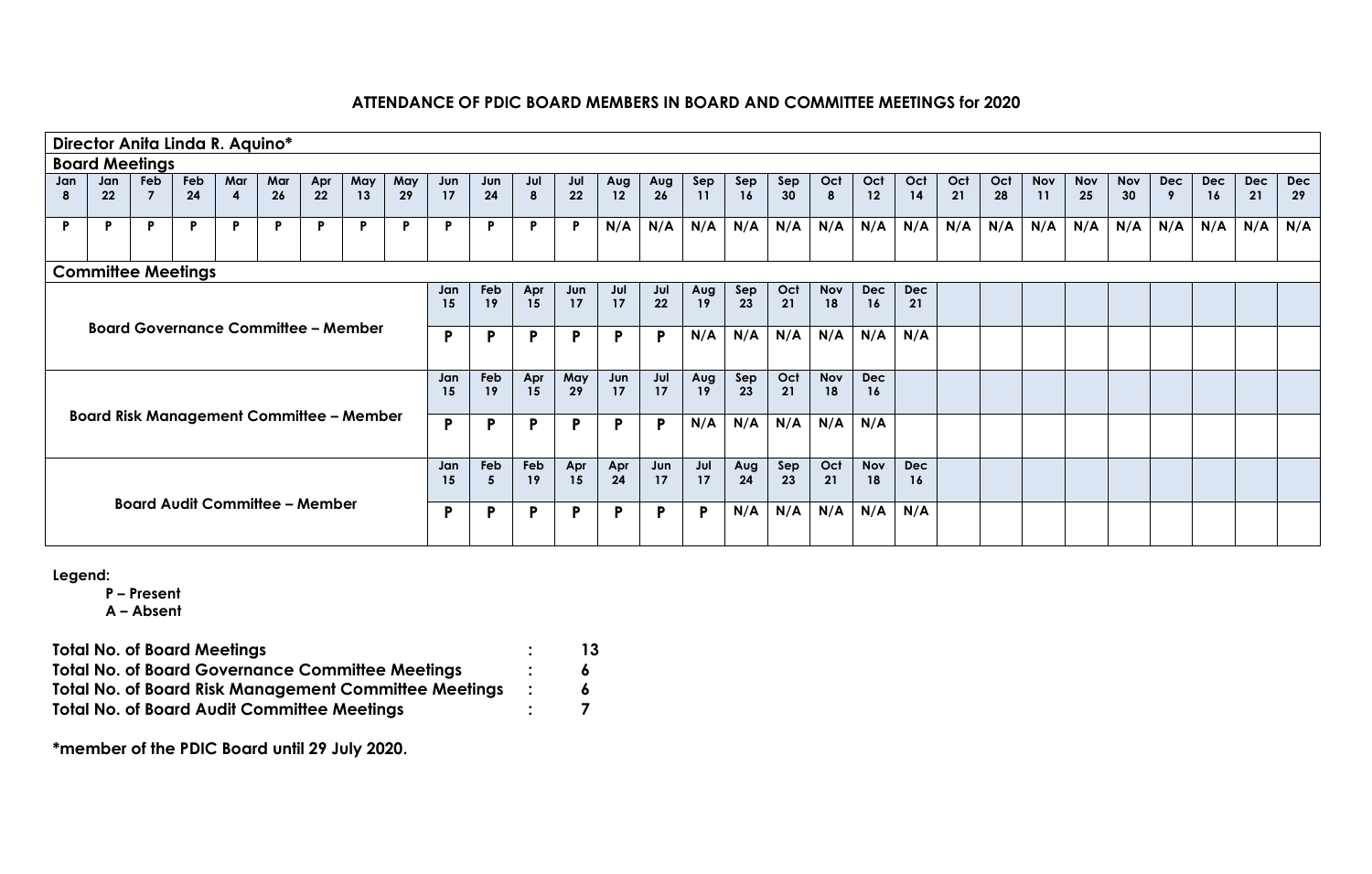## ATTENDANCE OF PDIC BOARD MEMBERS IN BOARD AND COMMITTEE MEETINGS for 2020

**Director Anita Linda R. Aquino***

**Board Meetings**

| Jan 8 | Jan 22 | Feb 7 | Feb 24 | Mar 4 | Mar 26 | Apr 22 | May 13 | May 29 | Jun 17 | Jun 24 | Jul 8 | Jul 22 | Aug 12 | Aug 26 | Sep 11 | Sep 16 | Sep 30 | Oct 8 | Oct 12 | Oct 14 | Oct 21 | Oct 28 | Nov 11 | Nov 25 | Nov 30 | Dec 9 | Dec 16 | Dec 21 | Dec 29 |
|---|---|---|---|---|---|---|---|---|---|---|---|---|---|---|---|---|---|---|---|---|---|---|---|---|---|---|---|---|---|
| P | P | P | P | P | P | P | P | P | P | P | P | P | N/A | N/A | N/A | N/A | N/A | N/A | N/A | N/A | N/A | N/A | N/A | N/A | N/A | N/A | N/A | N/A | N/A |

**Committee Meetings**

| Committee | | | | | | | | | | | | |
|---|---|---|---|---|---|---|---|---|---|---|---|---|
| Board Governance Committee – Member | Jan 15 | Feb 19 | Apr 15 | Jun 17 | Jul 17 | Jul 22 | Aug 19 | Sep 23 | Oct 21 | Nov 18 | Dec 16 | Dec 21 |
| | P | P | P | P | P | P | N/A | N/A | N/A | N/A | N/A | N/A |
| Board Risk Management Committee – Member | Jan 15 | Feb 19 | Apr 15 | May 29 | Jun 17 | Jul 17 | Aug 19 | Sep 23 | Oct 21 | Nov 18 | Dec 16 | |
| | P | P | P | P | P | P | N/A | N/A | N/A | N/A | N/A | |
| Board Audit Committee – Member | Jan 15 | Feb 5 | Feb 19 | Apr 15 | Apr 24 | Jun 17 | Jul 17 | Aug 24 | Sep 23 | Oct 21 | Nov 18 | Dec 16 |
| | P | P | P | P | P | P | P | N/A | N/A | N/A | N/A | N/A |

**Legend:**

**P – Present**
**A – Absent**

**Total No. of Board Meetings : 13**
**Total No. of Board Governance Committee Meetings : 6**
**Total No. of Board Risk Management Committee Meetings : 6**
**Total No. of Board Audit Committee Meetings : 7**

***member of the PDIC Board until 29 July 2020.**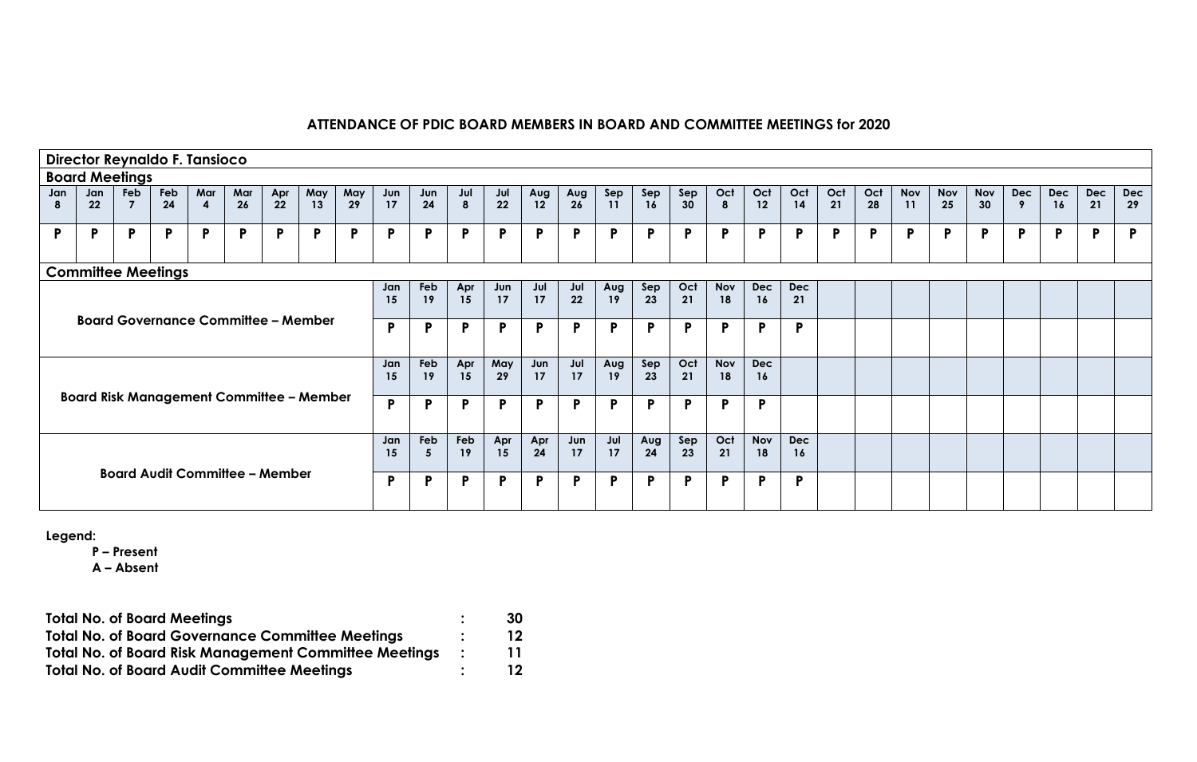## ATTENDANCE OF PDIC BOARD MEMBERS IN BOARD AND COMMITTEE MEETINGS for 2020

### Director Reynaldo F. Tansioco

**Board Meetings**

| Jan 8 | Jan 22 | Feb 7 | Feb 24 | Mar 4 | Mar 26 | Apr 22 | May 13 | May 29 | Jun 17 | Jun 24 | Jul 8 | Jul 22 | Aug 12 | Aug 26 | Sep 11 | Sep 16 | Sep 30 | Oct 8 | Oct 12 | Oct 14 | Oct 21 | Oct 28 | Nov 11 | Nov 25 | Nov 30 | Dec 9 | Dec 16 | Dec 21 | Dec 29 |
|---|---|---|---|---|---|---|---|---|---|---|---|---|---|---|---|---|---|---|---|---|---|---|---|---|---|---|---|---|---|
| P | P | P | P | P | P | P | P | P | P | P | P | P | P | P | P | P | P | P | P | P | P | P | P | P | P | P | P | P | P |

**Committee Meetings**

| Committee | | | | | | | | | | | | |
|---|---|---|---|---|---|---|---|---|---|---|---|---|
| Board Governance Committee – Member | Jan 15 | Feb 19 | Apr 15 | Jun 17 | Jul 17 | Jul 22 | Aug 19 | Sep 23 | Oct 21 | Nov 18 | Dec 16 | Dec 21 |
| | P | P | P | P | P | P | P | P | P | P | P | P |
| Board Risk Management Committee – Member | Jan 15 | Feb 19 | Apr 15 | May 29 | Jun 17 | Jul 17 | Aug 19 | Sep 23 | Oct 21 | Nov 18 | Dec 16 | |
| | P | P | P | P | P | P | P | P | P | P | P | |
| Board Audit Committee – Member | Jan 15 | Feb 5 | Feb 19 | Apr 15 | Apr 24 | Jun 17 | Jul 17 | Aug 24 | Sep 23 | Oct 21 | Nov 18 | Dec 16 |
| | P | P | P | P | P | P | P | P | P | P | P | P |

**Legend:**

P – Present
A – Absent

| | | |
|---|---|---|
| **Total No. of Board Meetings** | : | **30** |
| **Total No. of Board Governance Committee Meetings** | : | **12** |
| **Total No. of Board Risk Management Committee Meetings** | : | **11** |
| **Total No. of Board Audit Committee Meetings** | : | **12** |